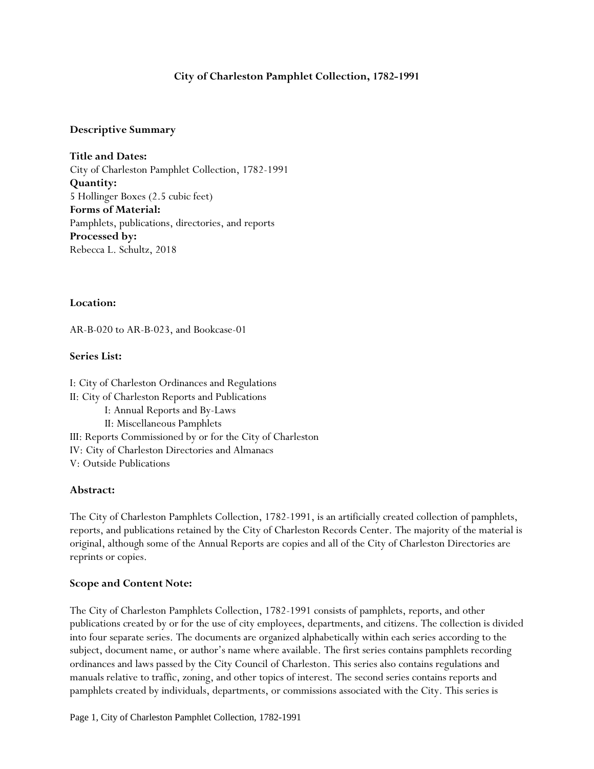# City of Charleston Pamphlet Collection, 1782-1991

## Descriptive Summary

**Title and Dates:**
City of Charleston Pamphlet Collection, 1782-1991
**Quantity:**
5 Hollinger Boxes (2.5 cubic feet)
**Forms of Material:**
Pamphlets, publications, directories, and reports
**Processed by:**
Rebecca L. Schultz, 2018

**Location:**

AR-B-020 to AR-B-023, and Bookcase-01

**Series List:**

I: City of Charleston Ordinances and Regulations
II: City of Charleston Reports and Publications
- I: Annual Reports and By-Laws
- II: Miscellaneous Pamphlets

III: Reports Commissioned by or for the City of Charleston
IV: City of Charleston Directories and Almanacs
V: Outside Publications

**Abstract:**

The City of Charleston Pamphlets Collection, 1782-1991, is an artificially created collection of pamphlets, reports, and publications retained by the City of Charleston Records Center. The majority of the material is original, although some of the Annual Reports are copies and all of the City of Charleston Directories are reprints or copies.

**Scope and Content Note:**

The City of Charleston Pamphlets Collection, 1782-1991 consists of pamphlets, reports, and other publications created by or for the use of city employees, departments, and citizens. The collection is divided into four separate series. The documents are organized alphabetically within each series according to the subject, document name, or author's name where available. The first series contains pamphlets recording ordinances and laws passed by the City Council of Charleston. This series also contains regulations and manuals relative to traffic, zoning, and other topics of interest. The second series contains reports and pamphlets created by individuals, departments, or commissions associated with the City. This series is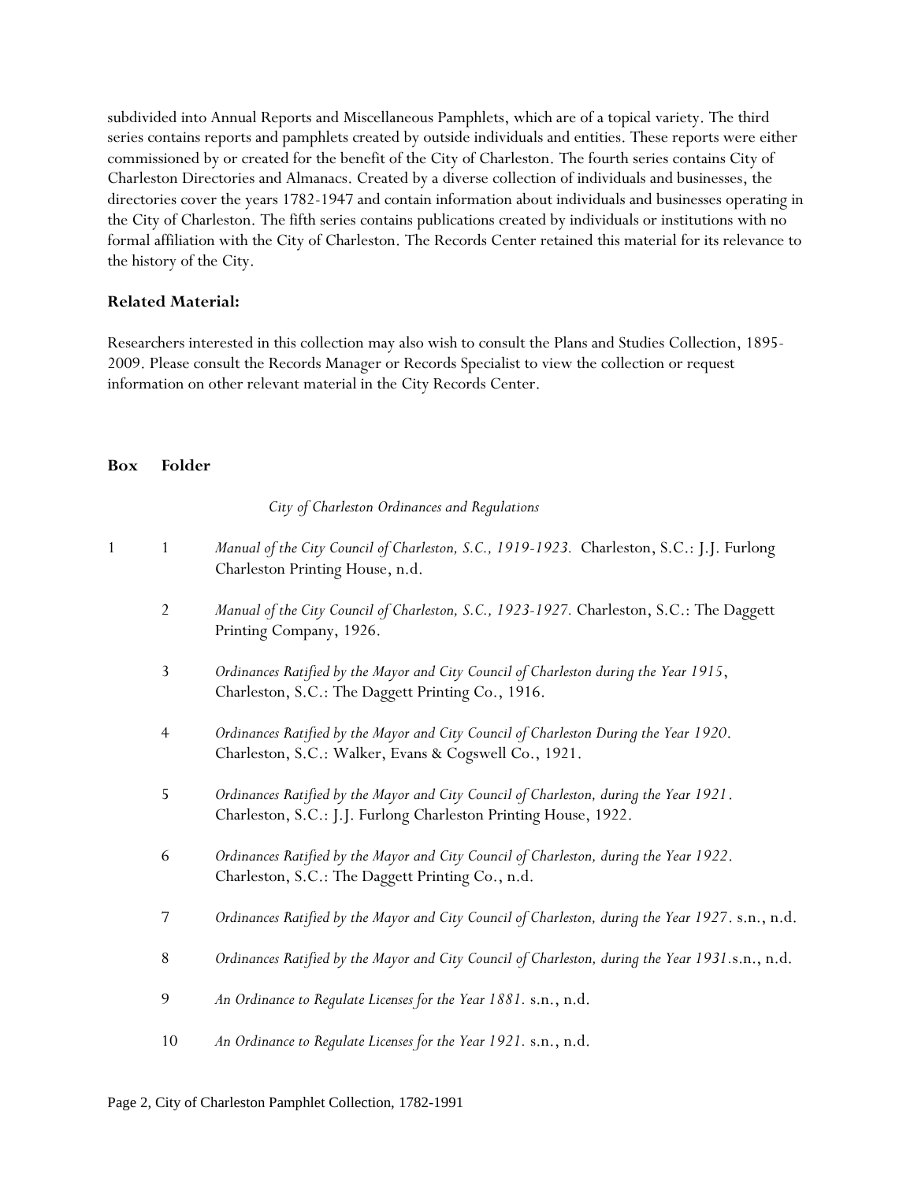subdivided into Annual Reports and Miscellaneous Pamphlets, which are of a topical variety. The third series contains reports and pamphlets created by outside individuals and entities. These reports were either commissioned by or created for the benefit of the City of Charleston. The fourth series contains City of Charleston Directories and Almanacs. Created by a diverse collection of individuals and businesses, the directories cover the years 1782-1947 and contain information about individuals and businesses operating in the City of Charleston. The fifth series contains publications created by individuals or institutions with no formal affiliation with the City of Charleston. The Records Center retained this material for its relevance to the history of the City.

**Related Material:**

Researchers interested in this collection may also wish to consult the Plans and Studies Collection, 1895-2009. Please consult the Records Manager or Records Specialist to view the collection or request information on other relevant material in the City Records Center.

| **Box** | **Folder** | |
|---|---|---|
| | | *City of Charleston Ordinances and Regulations* |
| 1 | 1 | *Manual of the City Council of Charleston, S.C., 1919-1923.* Charleston, S.C.: J.J. Furlong Charleston Printing House, n.d. |
| | 2 | *Manual of the City Council of Charleston, S.C., 1923-1927.* Charleston, S.C.: The Daggett Printing Company, 1926. |
| | 3 | *Ordinances Ratified by the Mayor and City Council of Charleston during the Year 1915*, Charleston, S.C.: The Daggett Printing Co., 1916. |
| | 4 | *Ordinances Ratified by the Mayor and City Council of Charleston During the Year 1920*. Charleston, S.C.: Walker, Evans & Cogswell Co., 1921. |
| | 5 | *Ordinances Ratified by the Mayor and City Council of Charleston, during the Year 1921*. Charleston, S.C.: J.J. Furlong Charleston Printing House, 1922. |
| | 6 | *Ordinances Ratified by the Mayor and City Council of Charleston, during the Year 1922*. Charleston, S.C.: The Daggett Printing Co., n.d. |
| | 7 | *Ordinances Ratified by the Mayor and City Council of Charleston, during the Year 1927*. s.n., n.d. |
| | 8 | *Ordinances Ratified by the Mayor and City Council of Charleston, during the Year 1931*.s.n., n.d. |
| | 9 | *An Ordinance to Regulate Licenses for the Year 1881.* s.n., n.d. |
| | 10 | *An Ordinance to Regulate Licenses for the Year 1921.* s.n., n.d. |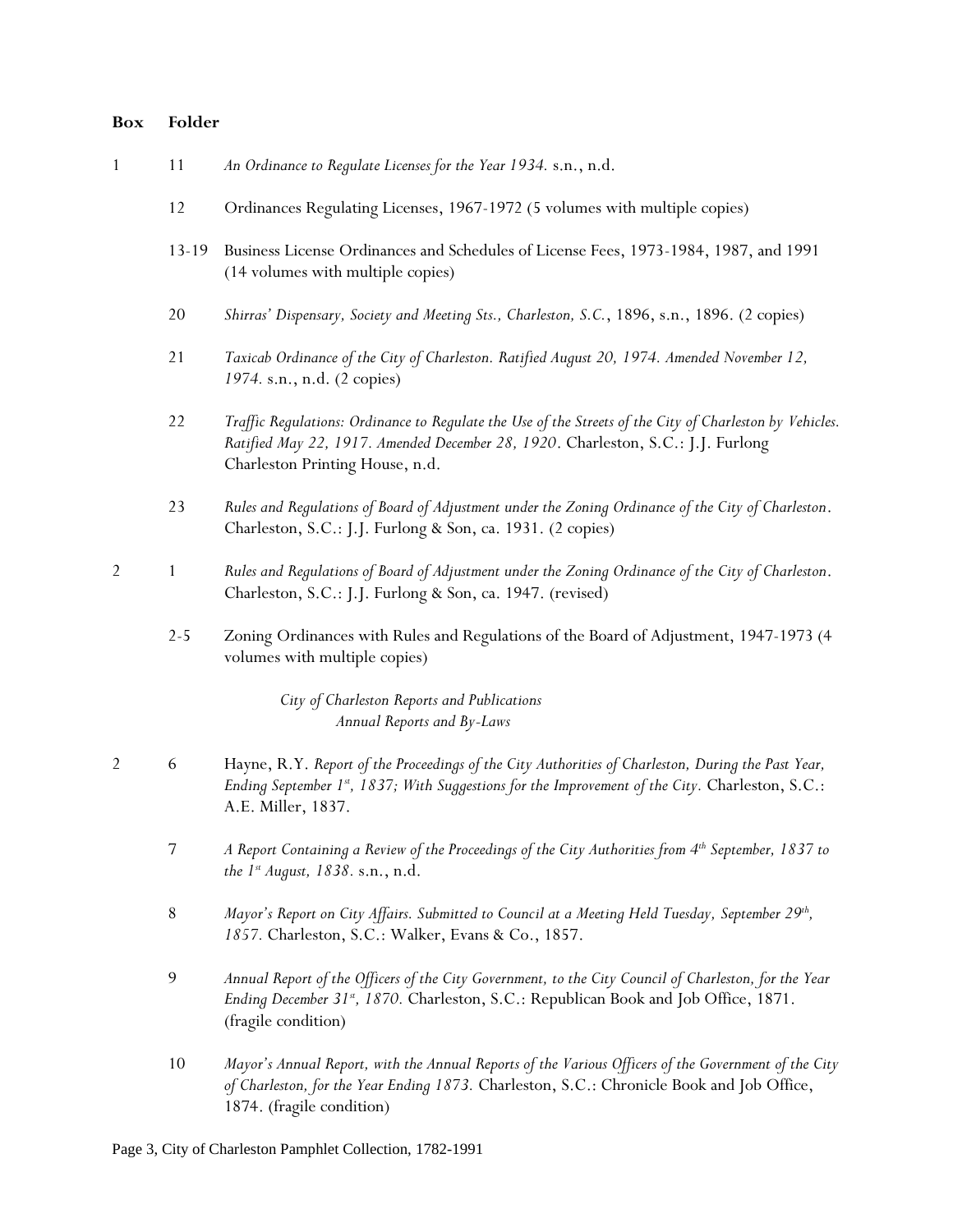| Box | Folder | |
|---|---|---|
| 1 | 11 | *An Ordinance to Regulate Licenses for the Year 1934.* s.n., n.d. |
| | 12 | Ordinances Regulating Licenses, 1967-1972 (5 volumes with multiple copies) |
| | 13-19 | Business License Ordinances and Schedules of License Fees, 1973-1984, 1987, and 1991 (14 volumes with multiple copies) |
| | 20 | *Shirras' Dispensary, Society and Meeting Sts., Charleston, S.C.*, 1896, s.n., 1896. (2 copies) |
| | 21 | *Taxicab Ordinance of the City of Charleston. Ratified August 20, 1974. Amended November 12, 1974.* s.n., n.d. (2 copies) |
| | 22 | *Traffic Regulations: Ordinance to Regulate the Use of the Streets of the City of Charleston by Vehicles. Ratified May 22, 1917. Amended December 28, 1920*. Charleston, S.C.: J.J. Furlong Charleston Printing House, n.d. |
| | 23 | *Rules and Regulations of Board of Adjustment under the Zoning Ordinance of the City of Charleston*. Charleston, S.C.: J.J. Furlong & Son, ca. 1931. (2 copies) |
| 2 | 1 | *Rules and Regulations of Board of Adjustment under the Zoning Ordinance of the City of Charleston*. Charleston, S.C.: J.J. Furlong & Son, ca. 1947. (revised) |
| | 2-5 | Zoning Ordinances with Rules and Regulations of the Board of Adjustment, 1947-1973 (4 volumes with multiple copies) |

*City of Charleston Reports and Publications*
*Annual Reports and By-Laws*

| Box | Folder | |
|---|---|---|
| 2 | 6 | Hayne, R.Y. *Report of the Proceedings of the City Authorities of Charleston, During the Past Year, Ending September 1st, 1837; With Suggestions for the Improvement of the City.* Charleston, S.C.: A.E. Miller, 1837. |
| | 7 | *A Report Containing a Review of the Proceedings of the City Authorities from 4th September, 1837 to the 1st August, 1838.* s.n., n.d. |
| | 8 | *Mayor's Report on City Affairs. Submitted to Council at a Meeting Held Tuesday, September 29th, 1857.* Charleston, S.C.: Walker, Evans & Co., 1857. |
| | 9 | *Annual Report of the Officers of the City Government, to the City Council of Charleston, for the Year Ending December 31st, 1870.* Charleston, S.C.: Republican Book and Job Office, 1871. (fragile condition) |
| | 10 | *Mayor's Annual Report, with the Annual Reports of the Various Officers of the Government of the City of Charleston, for the Year Ending 1873.* Charleston, S.C.: Chronicle Book and Job Office, 1874. (fragile condition) |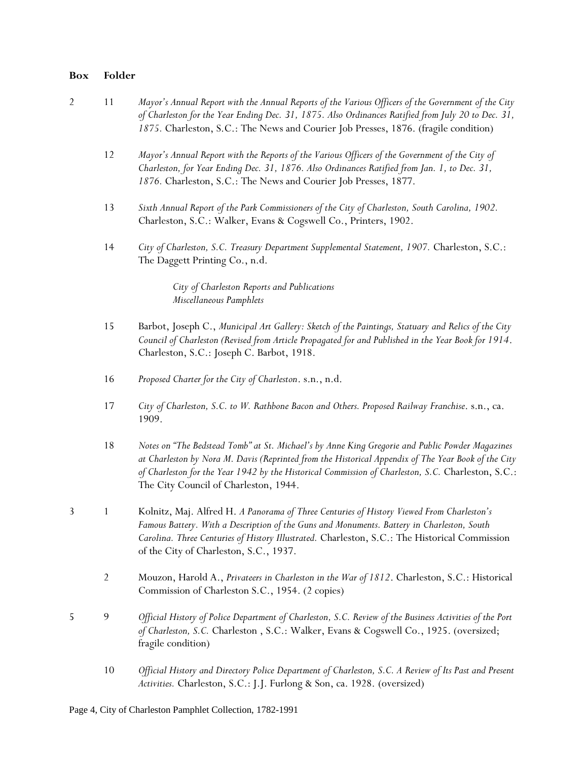| Box | Folder | |
|---|---|---|
| 2 | 11 | *Mayor's Annual Report with the Annual Reports of the Various Officers of the Government of the City of Charleston for the Year Ending Dec. 31, 1875. Also Ordinances Ratified from July 20 to Dec. 31, 1875.* Charleston, S.C.: The News and Courier Job Presses, 1876. (fragile condition) |
| | 12 | *Mayor's Annual Report with the Reports of the Various Officers of the Government of the City of Charleston, for Year Ending Dec. 31, 1876. Also Ordinances Ratified from Jan. 1, to Dec. 31, 1876.* Charleston, S.C.: The News and Courier Job Presses, 1877. |
| | 13 | *Sixth Annual Report of the Park Commissioners of the City of Charleston, South Carolina, 1902.* Charleston, S.C.: Walker, Evans & Cogswell Co., Printers, 1902. |
| | 14 | *City of Charleston, S.C. Treasury Department Supplemental Statement, 1907.* Charleston, S.C.: The Daggett Printing Co., n.d. |
| | | *City of Charleston Reports and Publications* <br> *Miscellaneous Pamphlets* |
| | 15 | Barbot, Joseph C., *Municipal Art Gallery: Sketch of the Paintings, Statuary and Relics of the City Council of Charleston (Revised from Article Propagated for and Published in the Year Book for 1914*. Charleston, S.C.: Joseph C. Barbot, 1918. |
| | 16 | *Proposed Charter for the City of Charleston*. s.n., n.d. |
| | 17 | *City of Charleston, S.C. to W. Rathbone Bacon and Others. Proposed Railway Franchise*. s.n., ca. 1909. |
| | 18 | *Notes on "The Bedstead Tomb" at St. Michael's by Anne King Gregorie and Public Powder Magazines at Charleston by Nora M. Davis (Reprinted from the Historical Appendix of The Year Book of the City of Charleston for the Year 1942 by the Historical Commission of Charleston, S.C.* Charleston, S.C.: The City Council of Charleston, 1944. |
| 3 | 1 | Kolnitz, Maj. Alfred H. *A Panorama of Three Centuries of History Viewed From Charleston's Famous Battery. With a Description of the Guns and Monuments. Battery in Charleston, South Carolina. Three Centuries of History Illustrated.* Charleston, S.C.: The Historical Commission of the City of Charleston, S.C., 1937. |
| | 2 | Mouzon, Harold A., *Privateers in Charleston in the War of 1812*. Charleston, S.C.: Historical Commission of Charleston S.C., 1954. (2 copies) |
| 5 | 9 | *Official History of Police Department of Charleston, S.C. Review of the Business Activities of the Port of Charleston, S.C.* Charleston , S.C.: Walker, Evans & Cogswell Co., 1925. (oversized; fragile condition) |
| | 10 | *Official History and Directory Police Department of Charleston, S.C. A Review of Its Past and Present Activities.* Charleston, S.C.: J.J. Furlong & Son, ca. 1928. (oversized) |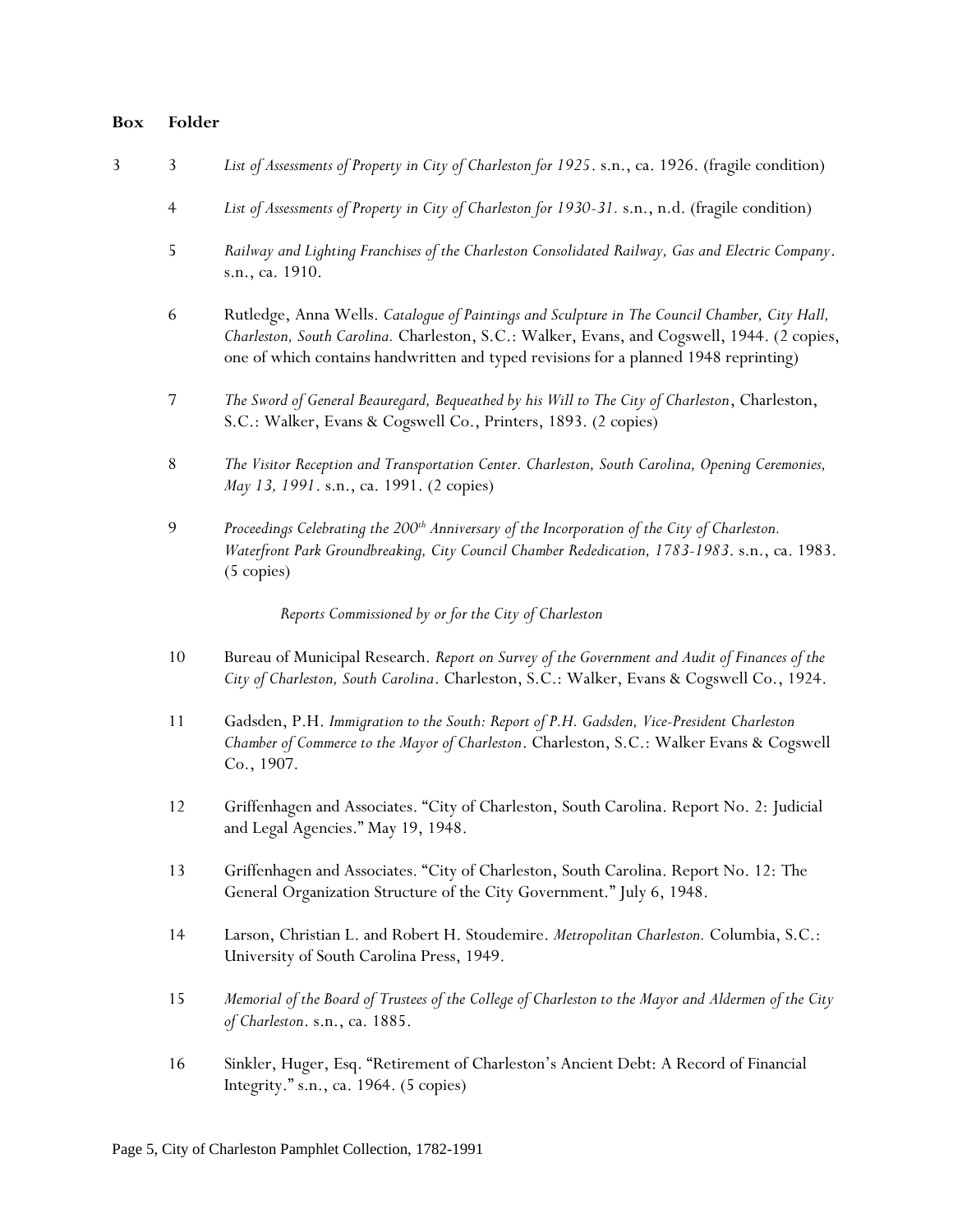| Box | Folder | |
|---|---|---|
| 3 | 3 | *List of Assessments of Property in City of Charleston for 1925*. s.n., ca. 1926. (fragile condition) |
| | 4 | *List of Assessments of Property in City of Charleston for 1930-31.* s.n., n.d. (fragile condition) |
| | 5 | *Railway and Lighting Franchises of the Charleston Consolidated Railway, Gas and Electric Company*. s.n., ca. 1910. |
| | 6 | Rutledge, Anna Wells. *Catalogue of Paintings and Sculpture in The Council Chamber, City Hall, Charleston, South Carolina.* Charleston, S.C.: Walker, Evans, and Cogswell, 1944. (2 copies, one of which contains handwritten and typed revisions for a planned 1948 reprinting) |
| | 7 | *The Sword of General Beauregard, Bequeathed by his Will to The City of Charleston*, Charleston, S.C.: Walker, Evans & Cogswell Co., Printers, 1893. (2 copies) |
| | 8 | *The Visitor Reception and Transportation Center. Charleston, South Carolina, Opening Ceremonies, May 13, 1991*. s.n., ca. 1991. (2 copies) |
| | 9 | *Proceedings Celebrating the 200th Anniversary of the Incorporation of the City of Charleston. Waterfront Park Groundbreaking, City Council Chamber Rededication, 1783-1983*. s.n., ca. 1983. (5 copies) |
| | | *Reports Commissioned by or for the City of Charleston* |
| | 10 | Bureau of Municipal Research. *Report on Survey of the Government and Audit of Finances of the City of Charleston, South Carolina*. Charleston, S.C.: Walker, Evans & Cogswell Co., 1924. |
| | 11 | Gadsden, P.H. *Immigration to the South: Report of P.H. Gadsden, Vice-President Charleston Chamber of Commerce to the Mayor of Charleston*. Charleston, S.C.: Walker Evans & Cogswell Co., 1907. |
| | 12 | Griffenhagen and Associates. "City of Charleston, South Carolina. Report No. 2: Judicial and Legal Agencies." May 19, 1948. |
| | 13 | Griffenhagen and Associates. "City of Charleston, South Carolina. Report No. 12: The General Organization Structure of the City Government." July 6, 1948. |
| | 14 | Larson, Christian L. and Robert H. Stoudemire. *Metropolitan Charleston.* Columbia, S.C.: University of South Carolina Press, 1949. |
| | 15 | *Memorial of the Board of Trustees of the College of Charleston to the Mayor and Aldermen of the City of Charleston*. s.n., ca. 1885. |
| | 16 | Sinkler, Huger, Esq. "Retirement of Charleston's Ancient Debt: A Record of Financial Integrity." s.n., ca. 1964. (5 copies) |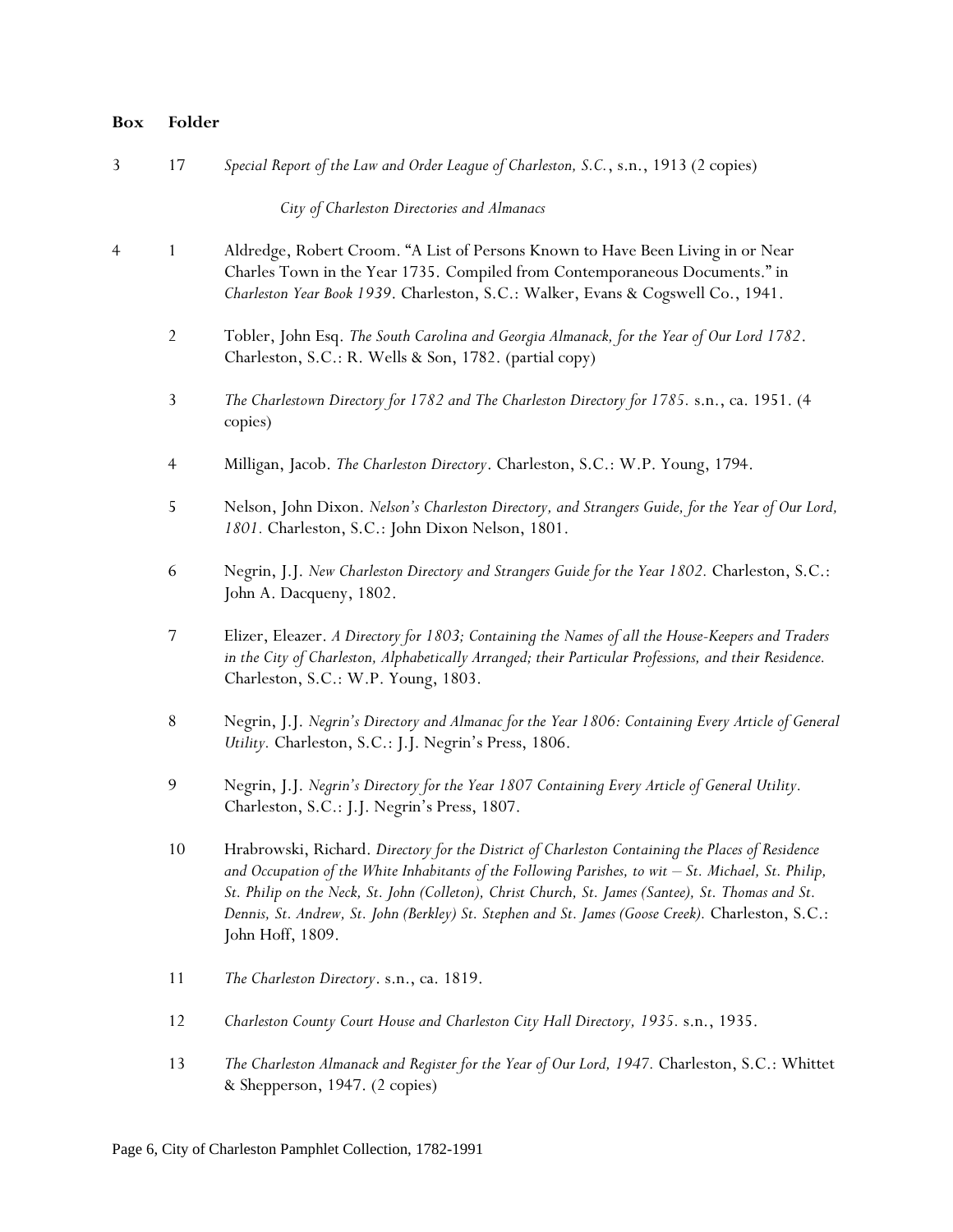| Box | Folder | |
|---|---|---|
| 3 | 17 | *Special Report of the Law and Order League of Charleston, S.C.*, s.n., 1913 (2 copies) |
| | | *City of Charleston Directories and Almanacs* |
| 4 | 1 | Aldredge, Robert Croom. "A List of Persons Known to Have Been Living in or Near Charles Town in the Year 1735. Compiled from Contemporaneous Documents." in *Charleston Year Book 1939*. Charleston, S.C.: Walker, Evans & Cogswell Co., 1941. |
| | 2 | Tobler, John Esq. *The South Carolina and Georgia Almanack, for the Year of Our Lord 1782*. Charleston, S.C.: R. Wells & Son, 1782. (partial copy) |
| | 3 | *The Charlestown Directory for 1782 and The Charleston Directory for 1785.* s.n., ca. 1951. (4 copies) |
| | 4 | Milligan, Jacob. *The Charleston Directory*. Charleston, S.C.: W.P. Young, 1794. |
| | 5 | Nelson, John Dixon. *Nelson's Charleston Directory, and Strangers Guide, for the Year of Our Lord, 1801.* Charleston, S.C.: John Dixon Nelson, 1801. |
| | 6 | Negrin, J.J. *New Charleston Directory and Strangers Guide for the Year 1802.* Charleston, S.C.: John A. Dacqueny, 1802. |
| | 7 | Elizer, Eleazer. *A Directory for 1803; Containing the Names of all the House-Keepers and Traders in the City of Charleston, Alphabetically Arranged; their Particular Professions, and their Residence.* Charleston, S.C.: W.P. Young, 1803. |
| | 8 | Negrin, J.J. *Negrin's Directory and Almanac for the Year 1806: Containing Every Article of General Utility.* Charleston, S.C.: J.J. Negrin's Press, 1806. |
| | 9 | Negrin, J.J. *Negrin's Directory for the Year 1807 Containing Every Article of General Utility.* Charleston, S.C.: J.J. Negrin's Press, 1807. |
| | 10 | Hrabrowski, Richard. *Directory for the District of Charleston Containing the Places of Residence and Occupation of the White Inhabitants of the Following Parishes, to wit – St. Michael, St. Philip, St. Philip on the Neck, St. John (Colleton), Christ Church, St. James (Santee), St. Thomas and St. Dennis, St. Andrew, St. John (Berkley) St. Stephen and St. James (Goose Creek).* Charleston, S.C.: John Hoff, 1809. |
| | 11 | *The Charleston Directory*. s.n., ca. 1819. |
| | 12 | *Charleston County Court House and Charleston City Hall Directory, 1935.* s.n., 1935. |
| | 13 | *The Charleston Almanack and Register for the Year of Our Lord, 1947.* Charleston, S.C.: Whittet & Shepperson, 1947. (2 copies) |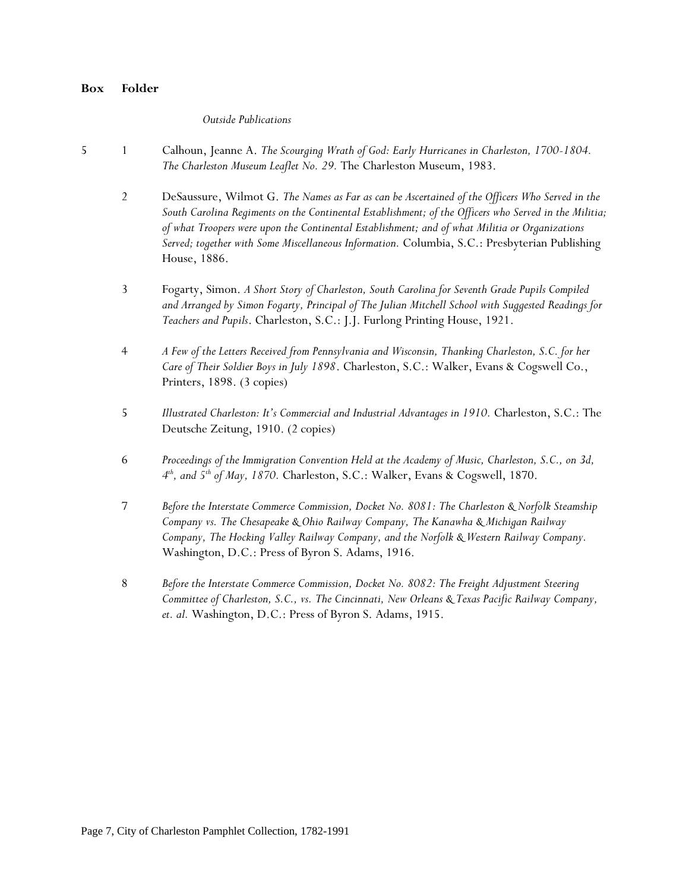| Box | Folder | |
|---|---|---|
| | | *Outside Publications* |
| 5 | 1 | Calhoun, Jeanne A. *The Scourging Wrath of God: Early Hurricanes in Charleston, 1700-1804. The Charleston Museum Leaflet No. 29.* The Charleston Museum, 1983. |
| | 2 | DeSaussure, Wilmot G. *The Names as Far as can be Ascertained of the Officers Who Served in the South Carolina Regiments on the Continental Establishment; of the Officers who Served in the Militia; of what Troopers were upon the Continental Establishment; and of what Militia or Organizations Served; together with Some Miscellaneous Information.* Columbia, S.C.: Presbyterian Publishing House, 1886. |
| | 3 | Fogarty, Simon. *A Short Story of Charleston, South Carolina for Seventh Grade Pupils Compiled and Arranged by Simon Fogarty, Principal of The Julian Mitchell School with Suggested Readings for Teachers and Pupils*. Charleston, S.C.: J.J. Furlong Printing House, 1921. |
| | 4 | *A Few of the Letters Received from Pennsylvania and Wisconsin, Thanking Charleston, S.C. for her Care of Their Soldier Boys in July 1898*. Charleston, S.C.: Walker, Evans & Cogswell Co., Printers, 1898. (3 copies) |
| | 5 | *Illustrated Charleston: It's Commercial and Industrial Advantages in 1910.* Charleston, S.C.: The Deutsche Zeitung, 1910. (2 copies) |
| | 6 | *Proceedings of the Immigration Convention Held at the Academy of Music, Charleston, S.C., on 3d, 4th, and 5th of May, 1870.* Charleston, S.C.: Walker, Evans & Cogswell, 1870. |
| | 7 | *Before the Interstate Commerce Commission, Docket No. 8081: The Charleston & Norfolk Steamship Company vs. The Chesapeake & Ohio Railway Company, The Kanawha & Michigan Railway Company, The Hocking Valley Railway Company, and the Norfolk & Western Railway Company.* Washington, D.C.: Press of Byron S. Adams, 1916. |
| | 8 | *Before the Interstate Commerce Commission, Docket No. 8082: The Freight Adjustment Steering Committee of Charleston, S.C., vs. The Cincinnati, New Orleans & Texas Pacific Railway Company, et. al.* Washington, D.C.: Press of Byron S. Adams, 1915. |